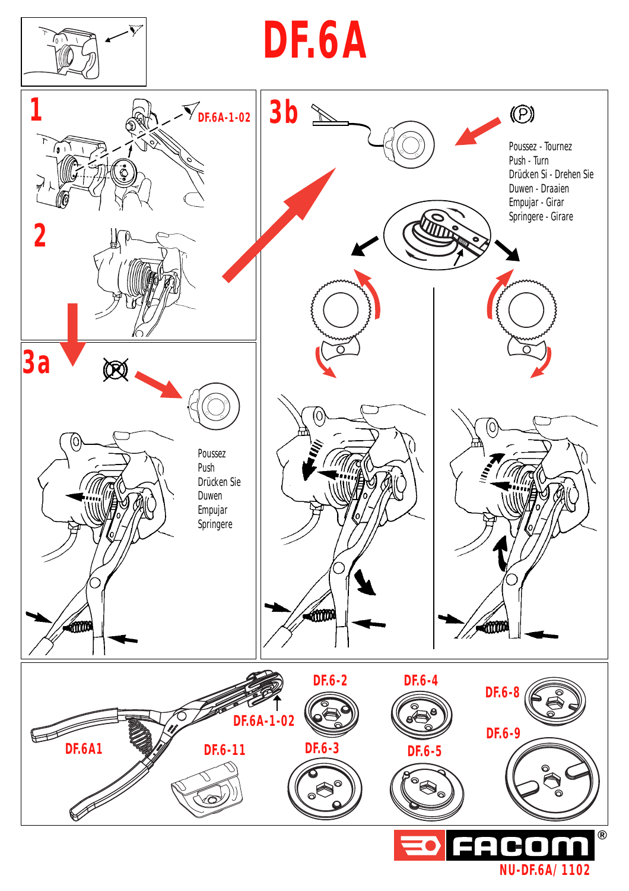# DF.6A

1

DF.6A-1-02

2

3a

Poussez
Push
Drücken Sie
Duwen
Empujar
Springere

3b

Poussez - Tournez
Push - Turn
Drücken Si - Drehen Sie
Duwen - Draaien
Empujar - Girar
Springere - Girare

DF.6A1

DF.6A-1-02

DF.6-11

DF.6-2

DF.6-3

DF.6-4

DF.6-5

DF.6-8

DF.6-9

FACOM®

NU-DF.6A/ 1102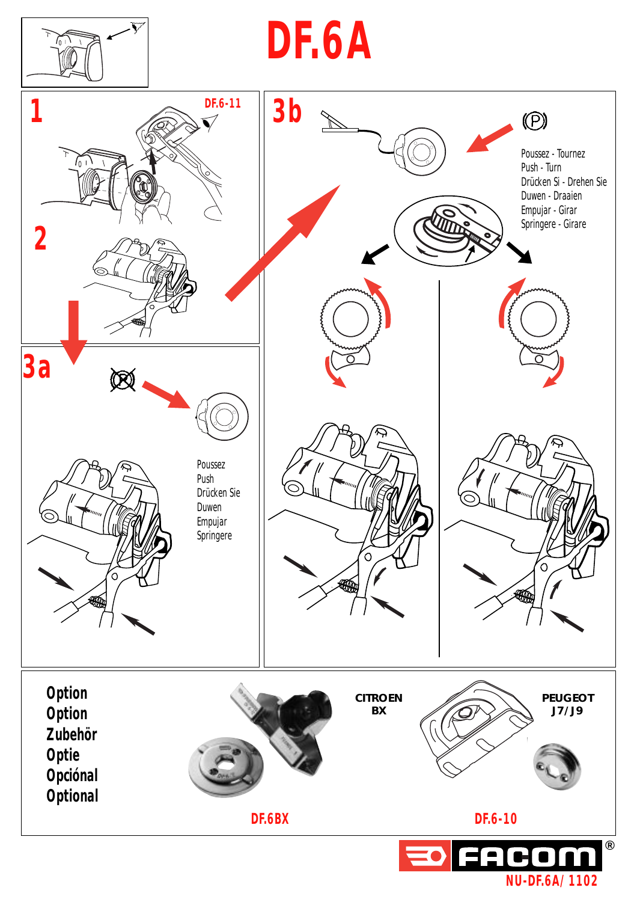# DF.6A

**1**

DF.6-11

**2**

**3a**

Poussez
Push
Drücken Sie
Duwen
Empujar
Springere

**3b**

(P)

Poussez - Tournez
Push - Turn
Drücken Si - Drehen Sie
Duwen - Draaien
Empujar - Girar
Springere - Girare

**Option**
**Option**
**Zubehör**
**Optie**
**Opciónal**
**Optional**

CITROEN BX

DF.6BX

PEUGEOT J7/J9

DF.6-10

FACOM®

NU-DF.6A/ 1102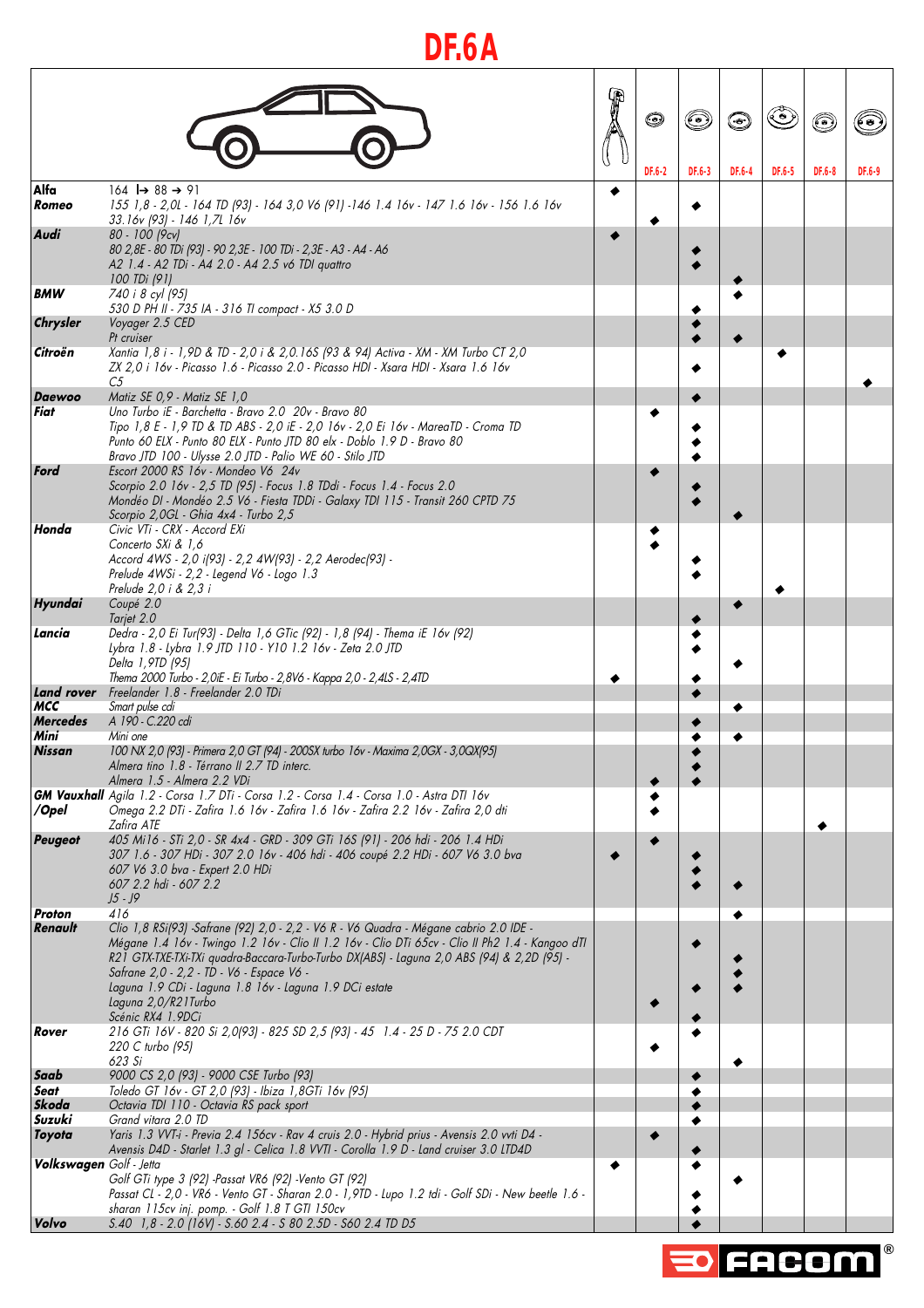# DF.6A

| | | | DF.6-2 | DF.6-3 | DF.6-4 | DF.6-5 | DF.6-8 | DF.6-9 |
|---|---|---|---|---|---|---|---|---|
| **Alfa Romeo** | 164 \|→ 88 → 91 | ◆ | | | | | | |
| | 155 1,8 - 2,0L - 164 TD (93) - 164 3,0 V6 (91) -146 1.4 16v - 147 1.6 16v - 156 1.6 16v | | | ◆ | | | | |
| | 33.16v (93) - 146 1,7L 16v | | ◆ | | | | | |
| **Audi** | 80 - 100 (9cv) | ◆ | | | | | | |
| | 80 2,8E - 80 TDi (93) - 90 2,3E - 100 TDi - 2,3E - A3 - A4 - A6 | | | ◆ | | | | |
| | A2 1.4 - A2 TDi - A4 2.0 - A4 2.5 v6 TDI quattro | | | ◆ | | | | |
| | 100 TDi (91) | | | | ◆ | | | |
| **BMW** | 740 i 8 cyl (95) | | | | ◆ | | | |
| | 530 D PH II - 735 IA - 316 TI compact - X5 3.0 D | | | ◆ | | | | |
| **Chrysler** | Voyager 2.5 CED | | | ◆ | | | | |
| | Pt cruiser | | | ◆ | ◆ | | | |
| **Citroën** | Xantia 1,8 i - 1,9D & TD - 2,0 i & 2,0.16S (93 & 94) Activa - XM - XM Turbo CT 2,0 | | | | | ◆ | | |
| | ZX 2,0 i 16v - Picasso 1.6 - Picasso 2.0 - Picasso HDI - Xsara HDI - Xsara 1.6 16v | | | ◆ | | | | |
| | C5 | | | | | | | ◆ |
| **Daewoo** | Matiz SE 0,9 - Matiz SE 1,0 | | | ◆ | | | | |
| **Fiat** | Uno Turbo iE - Barchetta - Bravo 2.0 20v - Bravo 80 | | ◆ | | | | | |
| | Tipo 1,8 E - 1,9 TD & TD ABS - 2,0 iE - 2,0 16v - 2,0 Ei 16v - MareaTD - Croma TD | | | ◆ | | | | |
| | Punto 60 ELX - Punto 80 ELX - Punto JTD 80 elx - Doblo 1.9 D - Bravo 80 | | | ◆ | | | | |
| | Bravo JTD 100 - Ulysse 2.0 JTD - Palio WE 60 - Stilo JTD | | | ◆ | | | | |
| **Ford** | Escort 2000 RS 16v - Mondeo V6 24v | | ◆ | | | | | |
| | Scorpio 2.0 16v - 2,5 TD (95) - Focus 1.8 TDdi - Focus 1.4 - Focus 2.0 | | | ◆ | | | | |
| | Mondéo DI - Mondéo 2.5 V6 - Fiesta TDDi - Galaxy TDI 115 - Transit 260 CPTD 75 | | | ◆ | | | | |
| | Scorpio 2,0GL - Ghia 4x4 - Turbo 2,5 | | | | ◆ | | | |
| **Honda** | Civic VTi - CRX - Accord EXi | | ◆ | | | | | |
| | Concerto SXi & 1,6 | | ◆ | | | | | |
| | Accord 4WS - 2,0 i(93) - 2,2 4W(93) - 2,2 Aerodec(93) - | | | ◆ | | | | |
| | Prelude 4WSi - 2,2 - Legend V6 - Logo 1.3 | | | ◆ | | | | |
| | Prelude 2,0 i & 2,3 i | | | | | ◆ | | |
| **Hyundai** | Coupé 2.0 | | | | ◆ | | | |
| | Tarjet 2.0 | | | ◆ | | | | |
| **Lancia** | Dedra - 2,0 Ei Tur(93) - Delta 1,6 GTic (92) - 1,8 (94) - Thema iE 16v (92) | | | ◆ | | | | |
| | Lybra 1.8 - Lybra 1.9 JTD 110 - Y10 1.2 16v - Zeta 2.0 JTD | | | ◆ | | | | |
| | Delta 1,9TD (95) | | | | ◆ | | | |
| | Thema 2000 Turbo - 2,0iE - Ei Turbo - 2,8V6 - Kappa 2,0 - 2,4LS - 2,4TD | ◆ | | ◆ | | | | |
| **Land rover** | Freelander 1.8 - Freelander 2.0 TDi | | | ◆ | | | | |
| **MCC** | Smart pulse cdi | | | | ◆ | | | |
| **Mercedes** | A 190 - C.220 cdi | | | ◆ | | | | |
| **Mini** | Mini one | | | ◆ | ◆ | | | |
| **Nissan** | 100 NX 2,0 (93) - Primera 2,0 GT (94) - 200SX turbo 16v - Maxima 2,0GX - 3,0QX(95) | | | ◆ | | | | |
| | Almera tino 1.8 - Térrano II 2.7 TD interc. | | | ◆ | | | | |
| | Almera 1.5 - Almera 2.2 VDi | | ◆ | ◆ | | | | |
| **GM Vauxhall /Opel** | Agila 1.2 - Corsa 1.7 DTi - Corsa 1.2 - Corsa 1.4 - Corsa 1.0 - Astra DTI 16v | | ◆ | | | | | |
| | Omega 2.2 DTi - Zafira 1.6 16v - Zafira 1.6 16v - Zafira 2.2 16v - Zafira 2.0 dti | | ◆ | | | | | |
| | Zafira ATE | | | | | | ◆ | |
| **Peugeot** | 405 Mi16 - STi 2,0 - SR 4x4 - GRD - 309 GTi 16S (91) - 206 hdi - 206 1.4 HDi | | ◆ | | | | | |
| | 307 1.6 - 307 HDi - 307 2.0 16v - 406 hdi - 406 coupé 2.2 HDi - 607 V6 3.0 bva | ◆ | | ◆ | | | | |
| | 607 V6 3.0 bva - Expert 2.0 HDi | | | ◆ | | | | |
| | 607 2.2 hdi - 607 2.2 | | | ◆ | ◆ | | | |
| | J5 - J9 | | | | | | | |
| **Proton** | 416 | | | | ◆ | | | |
| **Renault** | Clio 1,8 RSi(93) -Safrane (92) 2,0 - 2,2 - V6 R - V6 Quadra - Mégane cabrio 2.0 IDE - | | | | | | | |
| | Mégane 1.4 16v - Twingo 1.2 16v - Clio II 1.2 16v - Clio DTi 65cv - Clio II Ph2 1.4 - Kangoo dTI | | | ◆ | | | | |
| | R21 GTX-TXE-TXi-TXi quadra-Baccara-Turbo-Turbo DX(ABS) - Laguna 2,0 ABS (94) & 2,2D (95) - | | | | ◆ | | | |
| | Safrane 2,0 - 2,2 - TD - V6 - Espace V6 - | | | | ◆ | | | |
| | Laguna 1.9 CDi - Laguna 1.8 16v - Laguna 1.9 DCi estate | | | ◆ | ◆ | | | |
| | Laguna 2,0/R21Turbo | | ◆ | | | | | |
| | Scénic RX4 1.9DCi | | | ◆ | | | | |
| **Rover** | 216 GTi 16V - 820 Si 2,0(93) - 825 SD 2,5 (93) - 45 1.4 - 25 D - 75 2.0 CDT | | | ◆ | | | | |
| | 220 C turbo (95) | | ◆ | | | | | |
| | 623 Si | | | | ◆ | | | |
| **Saab** | 9000 CS 2,0 (93) - 9000 CSE Turbo (93) | | | ◆ | | | | |
| **Seat** | Toledo GT 16v - GT 2,0 (93) - Ibiza 1,8GTi 16v (95) | | | ◆ | | | | |
| **Skoda** | Octavia TDI 110 - Octavia RS pack sport | | | ◆ | | | | |
| **Suzuki** | Grand vitara 2.0 TD | | | ◆ | | | | |
| **Toyota** | Yaris 1.3 VVT-i - Previa 2.4 156cv - Rav 4 cruis 2.0 - Hybrid prius - Avensis 2.0 vvti D4 - | | ◆ | | | | | |
| | Avensis D4D - Starlet 1.3 gl - Celica 1.8 VVTI - Corolla 1.9 D - Land cruiser 3.0 LTD4D | | | ◆ | | | | |
| **Volkswagen** | Golf - Jetta | ◆ | | ◆ | | | | |
| | Golf GTi type 3 (92) -Passat VR6 (92) -Vento GT (92) | | | | ◆ | | | |
| | Passat CL - 2,0 - VR6 - Vento GT - Sharan 2.0 - 1,9TD - Lupo 1.2 tdi - Golf SDi - New beetle 1.6 - | | | ◆ | | | | |
| | sharan 115cv inj. pomp. - Golf 1.8 T GTI 150cv | | | ◆ | | | | |
| **Volvo** | S.40 1,8 - 2.0 (16V) - S.60 2.4 - S 80 2.5D - S60 2.4 TD D5 | | | ◆ | | | | |

FACOM®